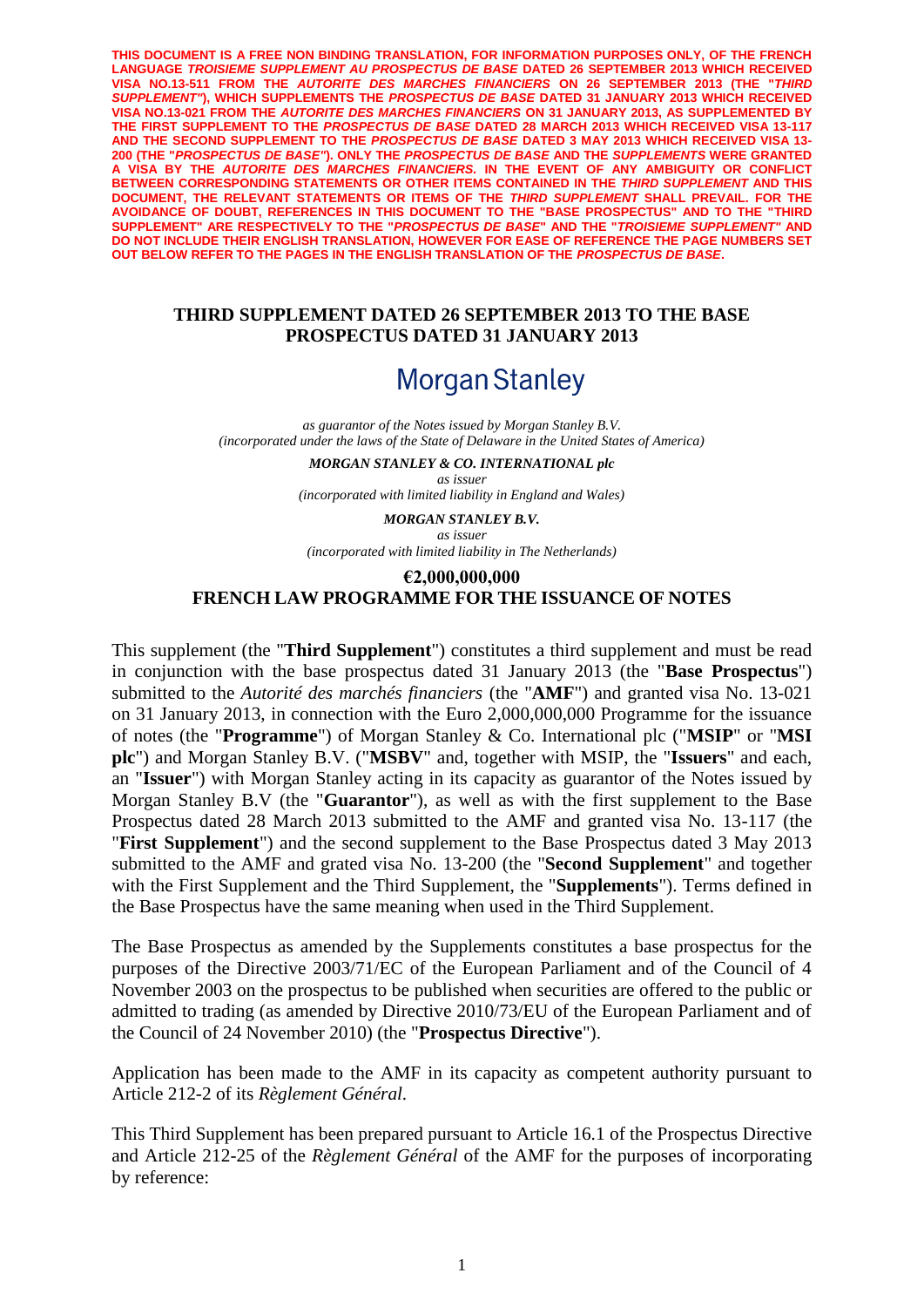**THIS DOCUMENT IS A FREE NON BINDING TRANSLATION, FOR INFORMATION PURPOSES ONLY, OF THE FRENCH LANGUAGE *TROISIEME SUPPLEMENT AU PROSPECTUS DE BASE* DATED 26 SEPTEMBER 2013 WHICH RECEIVED VISA NO.13-511 FROM THE *AUTORITE DES MARCHES FINANCIERS* ON 26 SEPTEMBER 2013 (THE "*THIRD SUPPLEMENT*"), WHICH SUPPLEMENTS THE *PROSPECTUS DE BASE* DATED 31 JANUARY 2013 WHICH RECEIVED VISA NO.13-021 FROM THE *AUTORITE DES MARCHES FINANCIERS* ON 31 JANUARY 2013, AS SUPPLEMENTED BY THE FIRST SUPPLEMENT TO THE *PROSPECTUS DE BASE* DATED 28 MARCH 2013 WHICH RECEIVED VISA 13-117 AND THE SECOND SUPPLEMENT TO THE *PROSPECTUS DE BASE* DATED 3 MAY 2013 WHICH RECEIVED VISA 13-200 (THE "*PROSPECTUS DE BASE*"). ONLY THE *PROSPECTUS DE BASE* AND THE *SUPPLEMENTS* WERE GRANTED A VISA BY THE *AUTORITE DES MARCHES FINANCIERS*. IN THE EVENT OF ANY AMBIGUITY OR CONFLICT BETWEEN CORRESPONDING STATEMENTS OR OTHER ITEMS CONTAINED IN THE *THIRD SUPPLEMENT* AND THIS DOCUMENT, THE RELEVANT STATEMENTS OR ITEMS OF THE *THIRD SUPPLEMENT* SHALL PREVAIL. FOR THE AVOIDANCE OF DOUBT, REFERENCES IN THIS DOCUMENT TO THE "BASE PROSPECTUS" AND TO THE "THIRD SUPPLEMENT" ARE RESPECTIVELY TO THE "*PROSPECTUS DE BASE*" AND THE "*TROISIEME SUPPLEMENT*" AND DO NOT INCLUDE THEIR ENGLISH TRANSLATION, HOWEVER FOR EASE OF REFERENCE THE PAGE NUMBERS SET OUT BELOW REFER TO THE PAGES IN THE ENGLISH TRANSLATION OF THE *PROSPECTUS DE BASE*.**

# THIRD SUPPLEMENT DATED 26 SEPTEMBER 2013 TO THE BASE PROSPECTUS DATED 31 JANUARY 2013

## Morgan Stanley

*as guarantor of the Notes issued by Morgan Stanley B.V.*
*(incorporated under the laws of the State of Delaware in the United States of America)*

***MORGAN STANLEY & CO. INTERNATIONAL plc***
*as issuer*
*(incorporated with limited liability in England and Wales)*

***MORGAN STANLEY B.V.***
*as issuer*
*(incorporated with limited liability in The Netherlands)*

**€2,000,000,000**
**FRENCH LAW PROGRAMME FOR THE ISSUANCE OF NOTES**

This supplement (the "**Third Supplement**") constitutes a third supplement and must be read in conjunction with the base prospectus dated 31 January 2013 (the "**Base Prospectus**") submitted to the *Autorité des marchés financiers* (the "**AMF**") and granted visa No. 13-021 on 31 January 2013, in connection with the Euro 2,000,000,000 Programme for the issuance of notes (the "**Programme**") of Morgan Stanley & Co. International plc ("**MSIP**" or "**MSI plc**") and Morgan Stanley B.V. ("**MSBV**" and, together with MSIP, the "**Issuers**" and each, an "**Issuer**") with Morgan Stanley acting in its capacity as guarantor of the Notes issued by Morgan Stanley B.V (the "**Guarantor**"), as well as with the first supplement to the Base Prospectus dated 28 March 2013 submitted to the AMF and granted visa No. 13-117 (the "**First Supplement**") and the second supplement to the Base Prospectus dated 3 May 2013 submitted to the AMF and grated visa No. 13-200 (the "**Second Supplement**" and together with the First Supplement and the Third Supplement, the "**Supplements**"). Terms defined in the Base Prospectus have the same meaning when used in the Third Supplement.

The Base Prospectus as amended by the Supplements constitutes a base prospectus for the purposes of the Directive 2003/71/EC of the European Parliament and of the Council of 4 November 2003 on the prospectus to be published when securities are offered to the public or admitted to trading (as amended by Directive 2010/73/EU of the European Parliament and of the Council of 24 November 2010) (the "**Prospectus Directive**").

Application has been made to the AMF in its capacity as competent authority pursuant to Article 212-2 of its *Règlement Général*.

This Third Supplement has been prepared pursuant to Article 16.1 of the Prospectus Directive and Article 212-25 of the *Règlement Général* of the AMF for the purposes of incorporating by reference: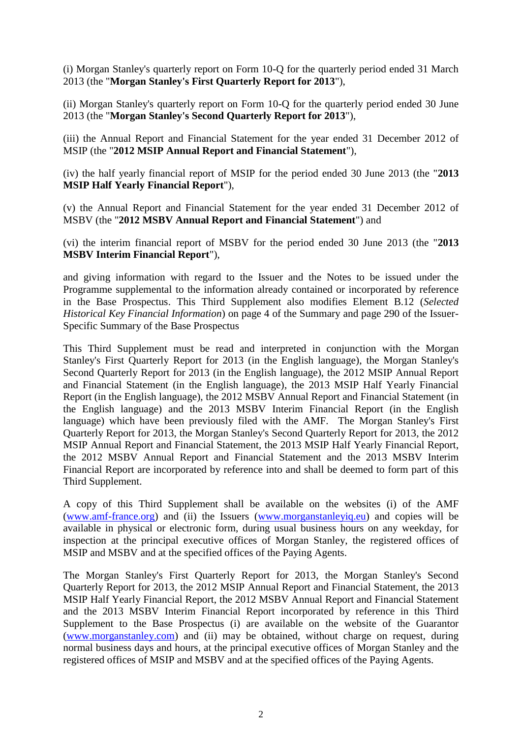(i) Morgan Stanley's quarterly report on Form 10-Q for the quarterly period ended 31 March 2013 (the "**Morgan Stanley's First Quarterly Report for 2013**"),

(ii) Morgan Stanley's quarterly report on Form 10-Q for the quarterly period ended 30 June 2013 (the "**Morgan Stanley's Second Quarterly Report for 2013**"),

(iii) the Annual Report and Financial Statement for the year ended 31 December 2012 of MSIP (the "**2012 MSIP Annual Report and Financial Statement**"),

(iv) the half yearly financial report of MSIP for the period ended 30 June 2013 (the "**2013 MSIP Half Yearly Financial Report**"),

(v) the Annual Report and Financial Statement for the year ended 31 December 2012 of MSBV (the "**2012 MSBV Annual Report and Financial Statement**") and

(vi) the interim financial report of MSBV for the period ended 30 June 2013 (the "**2013 MSBV Interim Financial Report**"),

and giving information with regard to the Issuer and the Notes to be issued under the Programme supplemental to the information already contained or incorporated by reference in the Base Prospectus. This Third Supplement also modifies Element B.12 (*Selected Historical Key Financial Information*) on page 4 of the Summary and page 290 of the Issuer-Specific Summary of the Base Prospectus

This Third Supplement must be read and interpreted in conjunction with the Morgan Stanley's First Quarterly Report for 2013 (in the English language), the Morgan Stanley's Second Quarterly Report for 2013 (in the English language), the 2012 MSIP Annual Report and Financial Statement (in the English language), the 2013 MSIP Half Yearly Financial Report (in the English language), the 2012 MSBV Annual Report and Financial Statement (in the English language) and the 2013 MSBV Interim Financial Report (in the English language) which have been previously filed with the AMF. The Morgan Stanley's First Quarterly Report for 2013, the Morgan Stanley's Second Quarterly Report for 2013, the 2012 MSIP Annual Report and Financial Statement, the 2013 MSIP Half Yearly Financial Report, the 2012 MSBV Annual Report and Financial Statement and the 2013 MSBV Interim Financial Report are incorporated by reference into and shall be deemed to form part of this Third Supplement.

A copy of this Third Supplement shall be available on the websites (i) of the AMF (www.amf-france.org) and (ii) the Issuers (www.morganstanleyiq.eu) and copies will be available in physical or electronic form, during usual business hours on any weekday, for inspection at the principal executive offices of Morgan Stanley, the registered offices of MSIP and MSBV and at the specified offices of the Paying Agents.

The Morgan Stanley's First Quarterly Report for 2013, the Morgan Stanley's Second Quarterly Report for 2013, the 2012 MSIP Annual Report and Financial Statement, the 2013 MSIP Half Yearly Financial Report, the 2012 MSBV Annual Report and Financial Statement and the 2013 MSBV Interim Financial Report incorporated by reference in this Third Supplement to the Base Prospectus (i) are available on the website of the Guarantor (www.morganstanley.com) and (ii) may be obtained, without charge on request, during normal business days and hours, at the principal executive offices of Morgan Stanley and the registered offices of MSIP and MSBV and at the specified offices of the Paying Agents.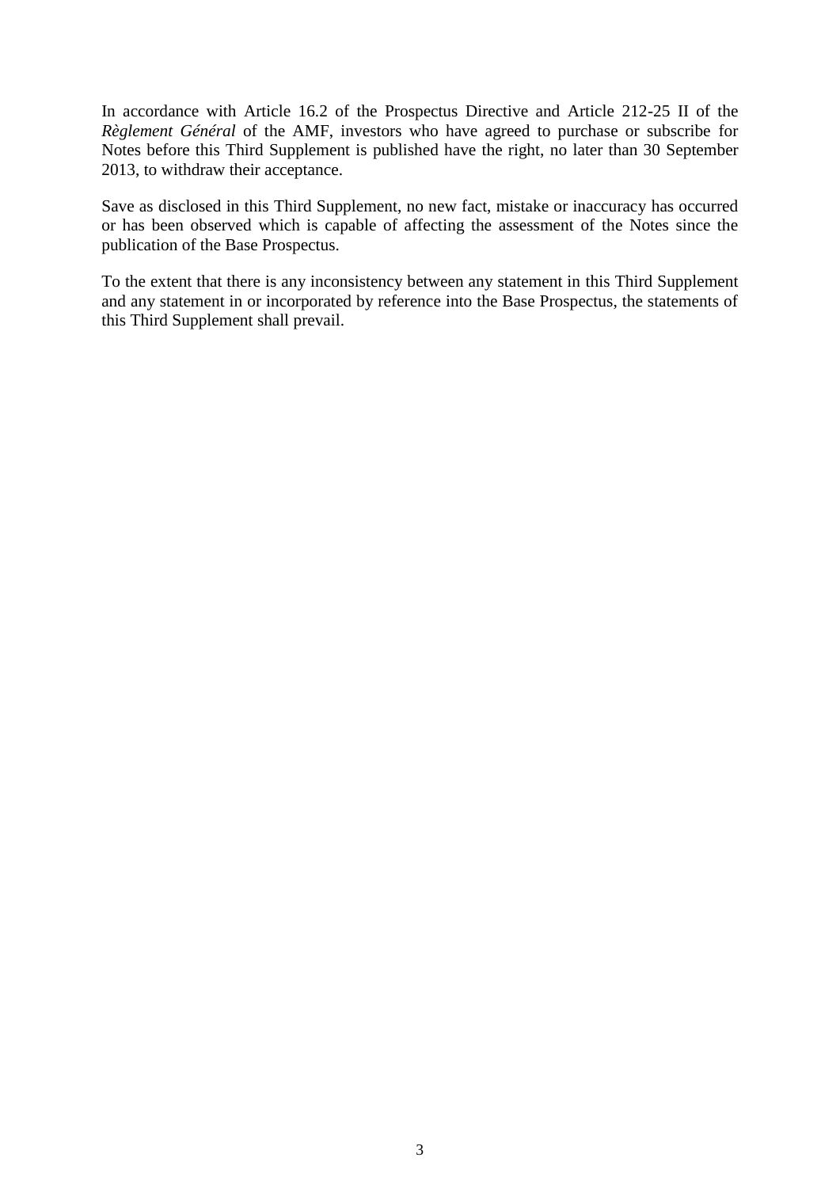In accordance with Article 16.2 of the Prospectus Directive and Article 212-25 II of the *Règlement Général* of the AMF, investors who have agreed to purchase or subscribe for Notes before this Third Supplement is published have the right, no later than 30 September 2013, to withdraw their acceptance.

Save as disclosed in this Third Supplement, no new fact, mistake or inaccuracy has occurred or has been observed which is capable of affecting the assessment of the Notes since the publication of the Base Prospectus.

To the extent that there is any inconsistency between any statement in this Third Supplement and any statement in or incorporated by reference into the Base Prospectus, the statements of this Third Supplement shall prevail.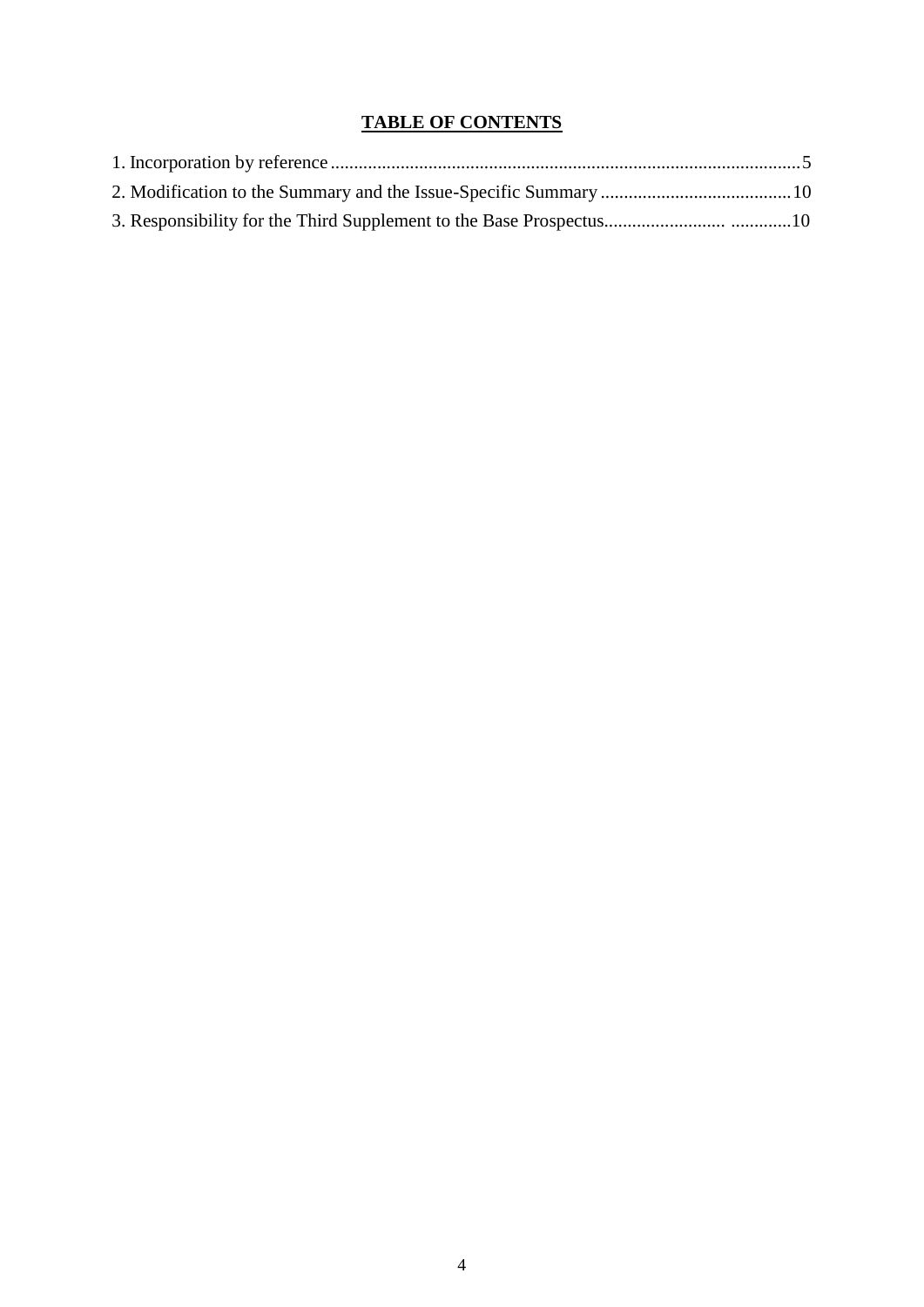# TABLE OF CONTENTS

1. Incorporation by reference ........................................................................................................5
2. Modification to the Summary and the Issue-Specific Summary ........................................10
3. Responsibility for the Third Supplement to the Base Prospectus......................... .............10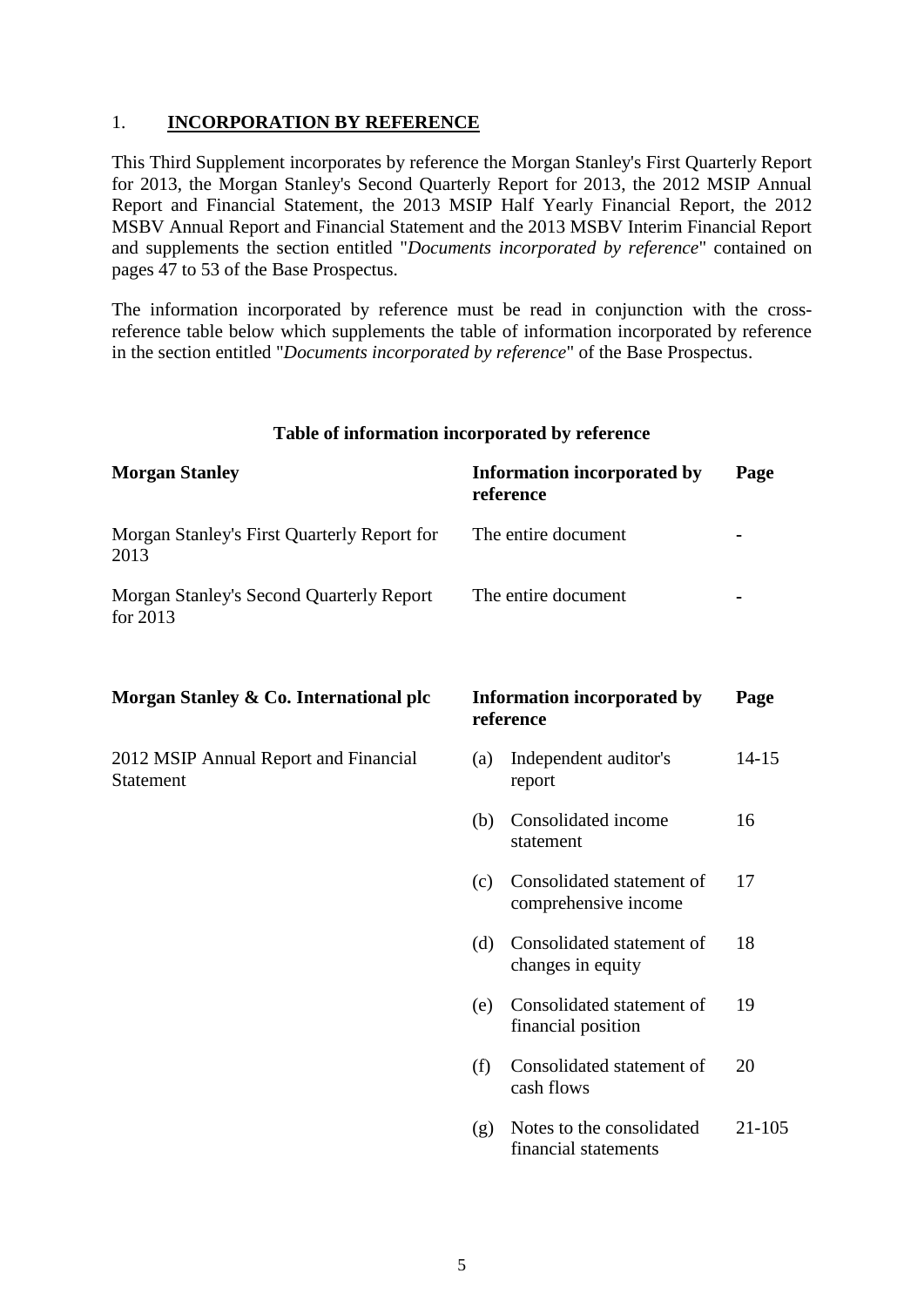## 1. **INCORPORATION BY REFERENCE**

This Third Supplement incorporates by reference the Morgan Stanley's First Quarterly Report for 2013, the Morgan Stanley's Second Quarterly Report for 2013, the 2012 MSIP Annual Report and Financial Statement, the 2013 MSIP Half Yearly Financial Report, the 2012 MSBV Annual Report and Financial Statement and the 2013 MSBV Interim Financial Report and supplements the section entitled "*Documents incorporated by reference*" contained on pages 47 to 53 of the Base Prospectus.

The information incorporated by reference must be read in conjunction with the cross-reference table below which supplements the table of information incorporated by reference in the section entitled "*Documents incorporated by reference*" of the Base Prospectus.

**Table of information incorporated by reference**

| **Morgan Stanley** | **Information incorporated by reference** | **Page** |
|---|---|---|
| Morgan Stanley's First Quarterly Report for 2013 | The entire document | - |
| Morgan Stanley's Second Quarterly Report for 2013 | The entire document | - |

| **Morgan Stanley & Co. International plc** | **Information incorporated by reference** | **Page** |
|---|---|---|
| 2012 MSIP Annual Report and Financial Statement | (a) Independent auditor's report | 14-15 |
| | (b) Consolidated income statement | 16 |
| | (c) Consolidated statement of comprehensive income | 17 |
| | (d) Consolidated statement of changes in equity | 18 |
| | (e) Consolidated statement of financial position | 19 |
| | (f) Consolidated statement of cash flows | 20 |
| | (g) Notes to the consolidated financial statements | 21-105 |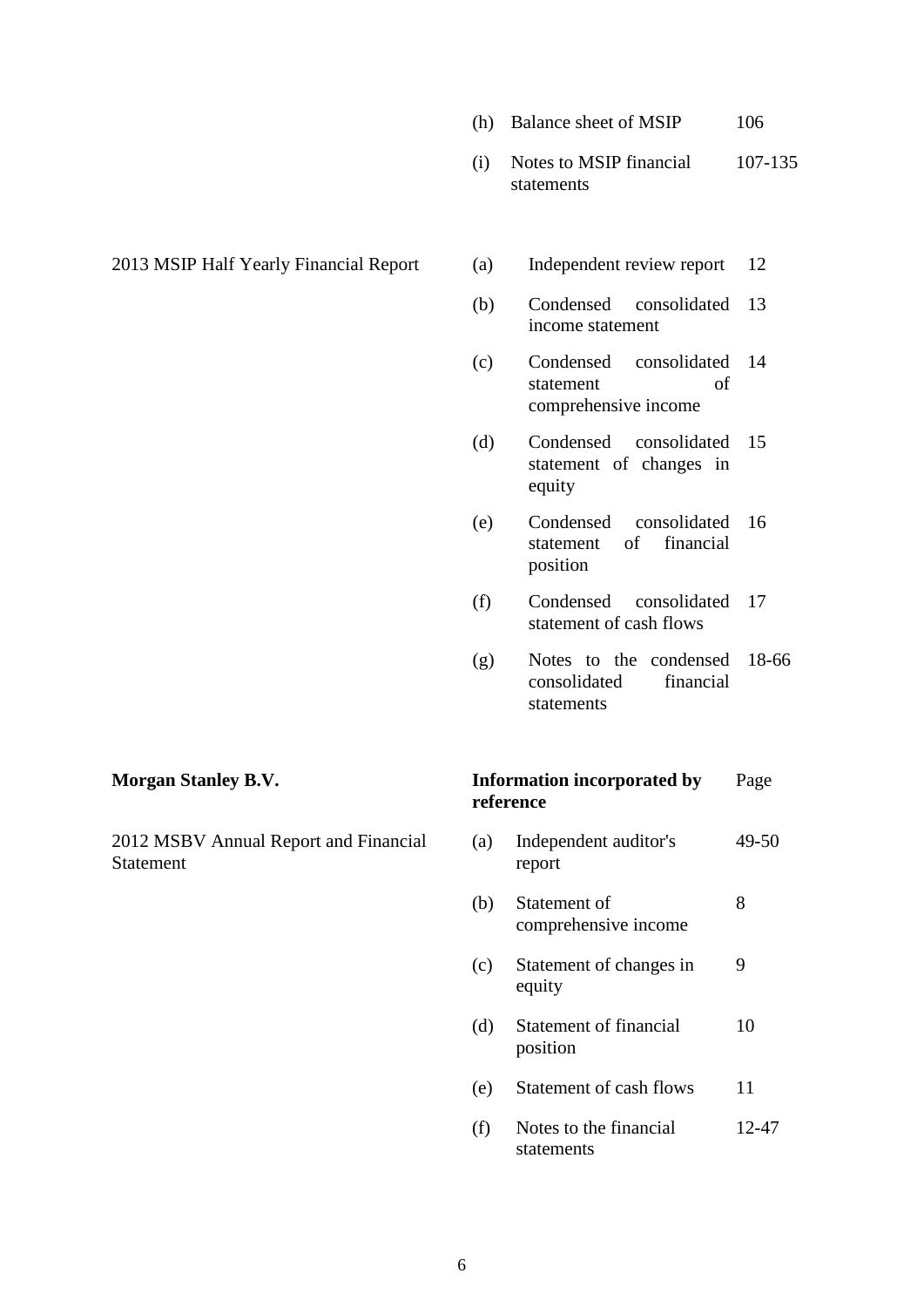| | | | |
|---|---|---|---|
| | (h) | Balance sheet of MSIP | 106 |
| | (i) | Notes to MSIP financial statements | 107-135 |
| 2013 MSIP Half Yearly Financial Report | (a) | Independent review report | 12 |
| | (b) | Condensed consolidated income statement | 13 |
| | (c) | Condensed consolidated statement of comprehensive income | 14 |
| | (d) | Condensed consolidated statement of changes in equity | 15 |
| | (e) | Condensed consolidated statement of financial position | 16 |
| | (f) | Condensed consolidated statement of cash flows | 17 |
| | (g) | Notes to the condensed consolidated financial statements | 18-66 |

| **Morgan Stanley B.V.** | | **Information incorporated by reference** | Page |
|---|---|---|---|
| 2012 MSBV Annual Report and Financial Statement | (a) | Independent auditor's report | 49-50 |
| | (b) | Statement of comprehensive income | 8 |
| | (c) | Statement of changes in equity | 9 |
| | (d) | Statement of financial position | 10 |
| | (e) | Statement of cash flows | 11 |
| | (f) | Notes to the financial statements | 12-47 |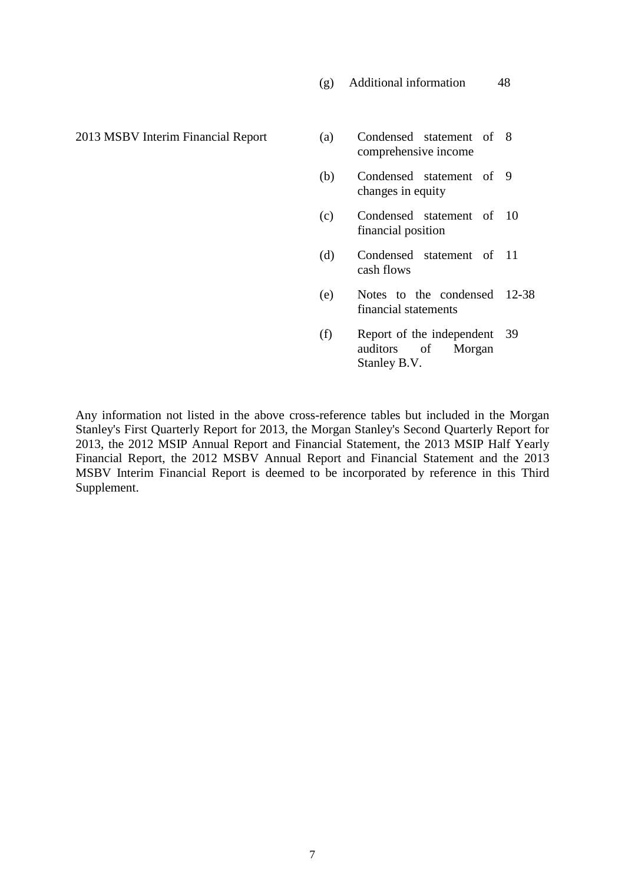| | | | |
|---|---|---|---|
| | (g) | Additional information | 48 |
| 2013 MSBV Interim Financial Report | (a) | Condensed statement of comprehensive income | 8 |
| | (b) | Condensed statement of changes in equity | 9 |
| | (c) | Condensed statement of financial position | 10 |
| | (d) | Condensed statement of cash flows | 11 |
| | (e) | Notes to the condensed financial statements | 12-38 |
| | (f) | Report of the independent auditors of Morgan Stanley B.V. | 39 |

Any information not listed in the above cross-reference tables but included in the Morgan Stanley's First Quarterly Report for 2013, the Morgan Stanley's Second Quarterly Report for 2013, the 2012 MSIP Annual Report and Financial Statement, the 2013 MSIP Half Yearly Financial Report, the 2012 MSBV Annual Report and Financial Statement and the 2013 MSBV Interim Financial Report is deemed to be incorporated by reference in this Third Supplement.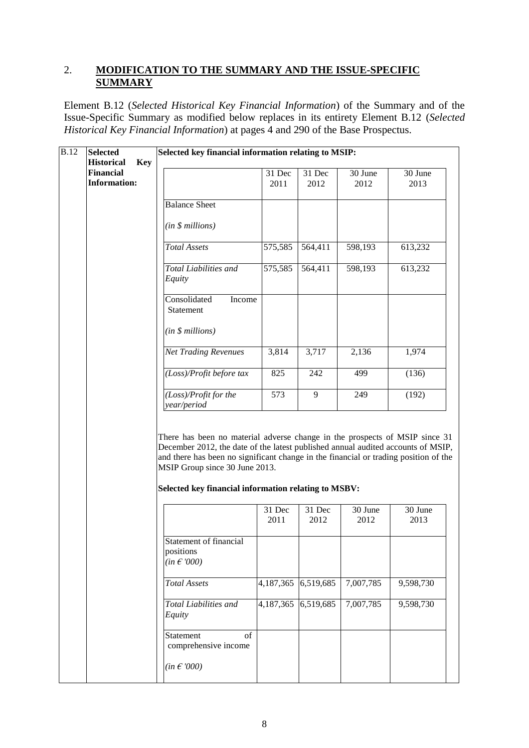## 2. MODIFICATION TO THE SUMMARY AND THE ISSUE-SPECIFIC SUMMARY

Element B.12 (*Selected Historical Key Financial Information*) of the Summary and of the Issue-Specific Summary as modified below replaces in its entirety Element B.12 (*Selected Historical Key Financial Information*) at pages 4 and 290 of the Base Prospectus.

**B.12 — Selected Historical Key Financial Information:**

**Selected key financial information relating to MSIP:**

| | 31 Dec 2011 | 31 Dec 2012 | 30 June 2012 | 30 June 2013 |
|---|---|---|---|---|
| Balance Sheet<br>*(in $ millions)* | | | | |
| *Total Assets* | 575,585 | 564,411 | 598,193 | 613,232 |
| *Total Liabilities and Equity* | 575,585 | 564,411 | 598,193 | 613,232 |
| Consolidated Income Statement<br>*(in $ millions)* | | | | |
| *Net Trading Revenues* | 3,814 | 3,717 | 2,136 | 1,974 |
| *(Loss)/Profit before tax* | 825 | 242 | 499 | (136) |
| *(Loss)/Profit for the year/period* | 573 | 9 | 249 | (192) |

There has been no material adverse change in the prospects of MSIP since 31 December 2012, the date of the latest published annual audited accounts of MSIP, and there has been no significant change in the financial or trading position of the MSIP Group since 30 June 2013.

**Selected key financial information relating to MSBV:**

| | 31 Dec 2011 | 31 Dec 2012 | 30 June 2012 | 30 June 2013 |
|---|---|---|---|---|
| Statement of financial positions<br>*(in € '000)* | | | | |
| *Total Assets* | 4,187,365 | 6,519,685 | 7,007,785 | 9,598,730 |
| *Total Liabilities and Equity* | 4,187,365 | 6,519,685 | 7,007,785 | 9,598,730 |
| Statement of comprehensive income<br>*(in € '000)* | | | | |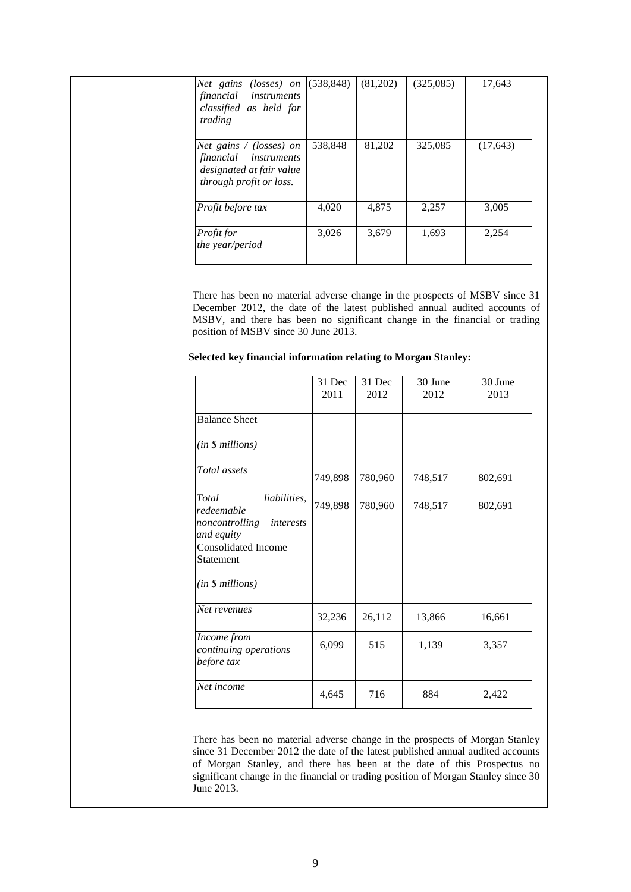| | | | | |
|---|---|---|---|---|
| *Net gains (losses) on financial instruments classified as held for trading* | (538,848) | (81,202) | (325,085) | 17,643 |
| *Net gains / (losses) on financial instruments designated at fair value through profit or loss.* | 538,848 | 81,202 | 325,085 | (17,643) |
| *Profit before tax* | 4,020 | 4,875 | 2,257 | 3,005 |
| *Profit for the year/period* | 3,026 | 3,679 | 1,693 | 2,254 |

There has been no material adverse change in the prospects of MSBV since 31 December 2012, the date of the latest published annual audited accounts of MSBV, and there has been no significant change in the financial or trading position of MSBV since 30 June 2013.

**Selected key financial information relating to Morgan Stanley:**

| | 31 Dec 2011 | 31 Dec 2012 | 30 June 2012 | 30 June 2013 |
|---|---|---|---|---|
| Balance Sheet<br><br>*(in $ millions)* | | | | |
| *Total assets* | 749,898 | 780,960 | 748,517 | 802,691 |
| *Total liabilities, redeemable noncontrolling interests and equity* | 749,898 | 780,960 | 748,517 | 802,691 |
| Consolidated Income Statement<br><br>*(in $ millions)* | | | | |
| *Net revenues* | 32,236 | 26,112 | 13,866 | 16,661 |
| *Income from continuing operations before tax* | 6,099 | 515 | 1,139 | 3,357 |
| *Net income* | 4,645 | 716 | 884 | 2,422 |

There has been no material adverse change in the prospects of Morgan Stanley since 31 December 2012 the date of the latest published annual audited accounts of Morgan Stanley, and there has been at the date of this Prospectus no significant change in the financial or trading position of Morgan Stanley since 30 June 2013.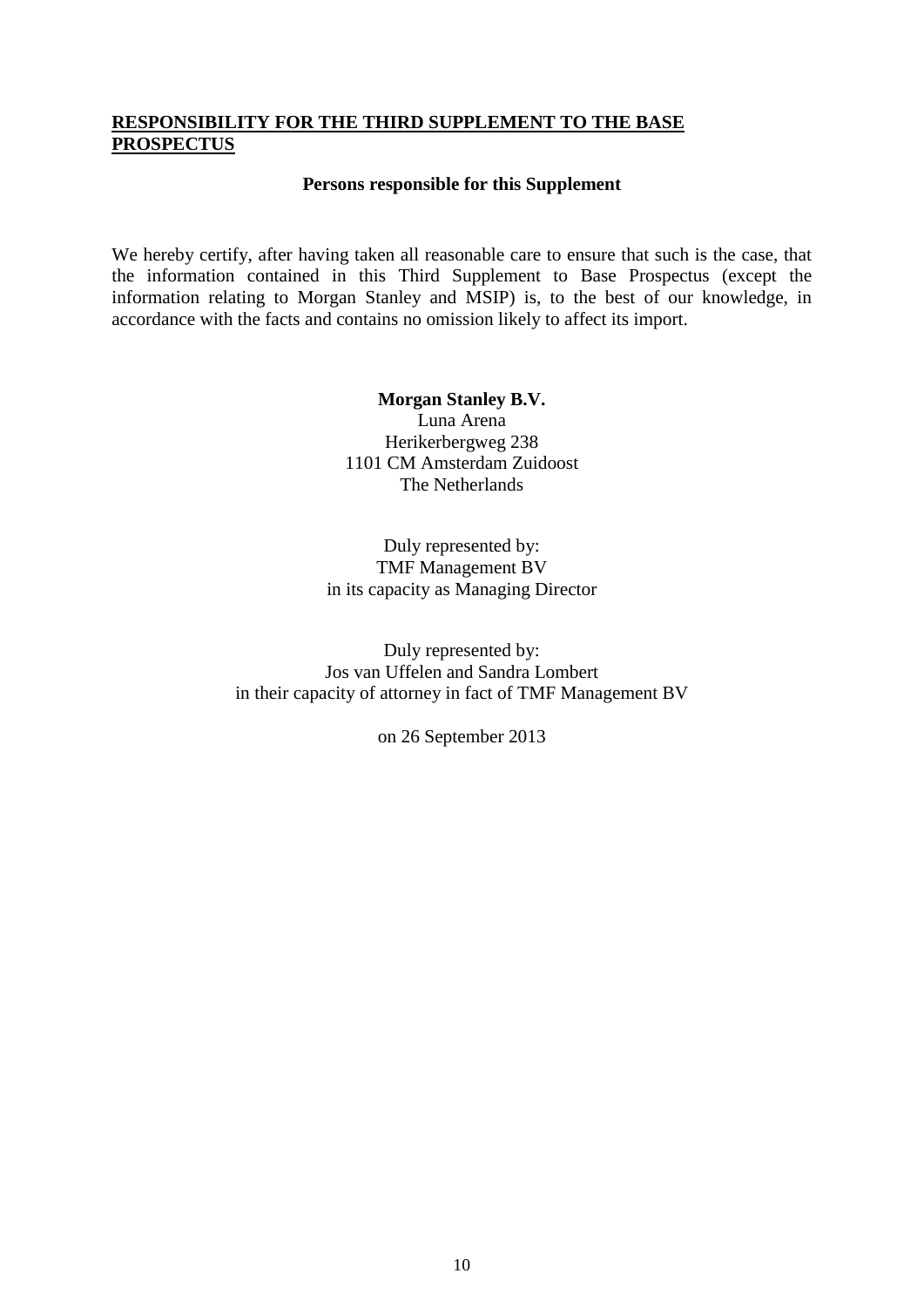## RESPONSIBILITY FOR THE THIRD SUPPLEMENT TO THE BASE PROSPECTUS

**Persons responsible for this Supplement**

We hereby certify, after having taken all reasonable care to ensure that such is the case, that the information contained in this Third Supplement to Base Prospectus (except the information relating to Morgan Stanley and MSIP) is, to the best of our knowledge, in accordance with the facts and contains no omission likely to affect its import.

**Morgan Stanley B.V.**
Luna Arena
Herikerbergweg 238
1101 CM Amsterdam Zuidoost
The Netherlands

Duly represented by:
TMF Management BV
in its capacity as Managing Director

Duly represented by:
Jos van Uffelen and Sandra Lombert
in their capacity of attorney in fact of TMF Management BV

on 26 September 2013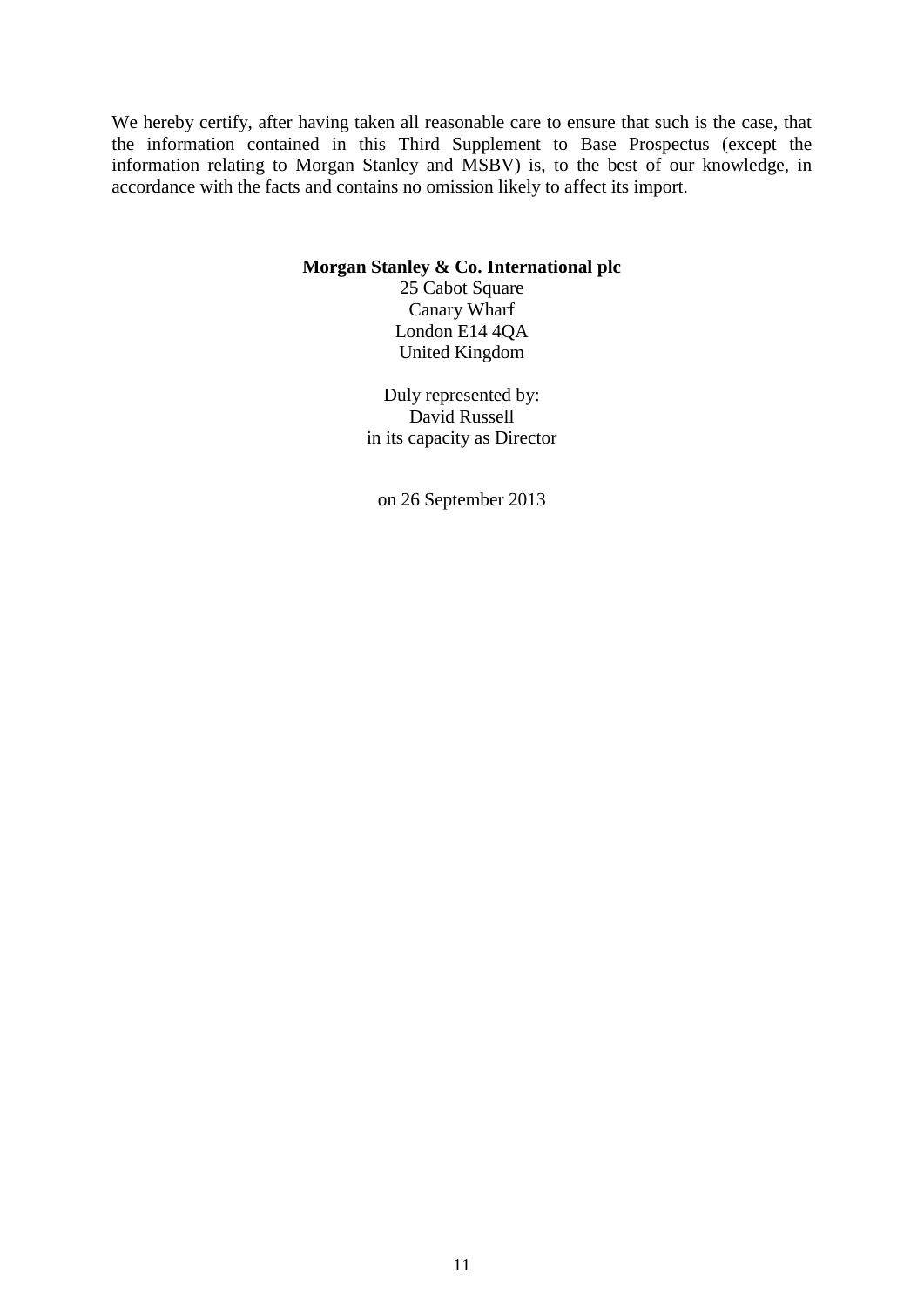We hereby certify, after having taken all reasonable care to ensure that such is the case, that the information contained in this Third Supplement to Base Prospectus (except the information relating to Morgan Stanley and MSBV) is, to the best of our knowledge, in accordance with the facts and contains no omission likely to affect its import.

**Morgan Stanley & Co. International plc**
25 Cabot Square
Canary Wharf
London E14 4QA
United Kingdom

Duly represented by:
David Russell
in its capacity as Director

on 26 September 2013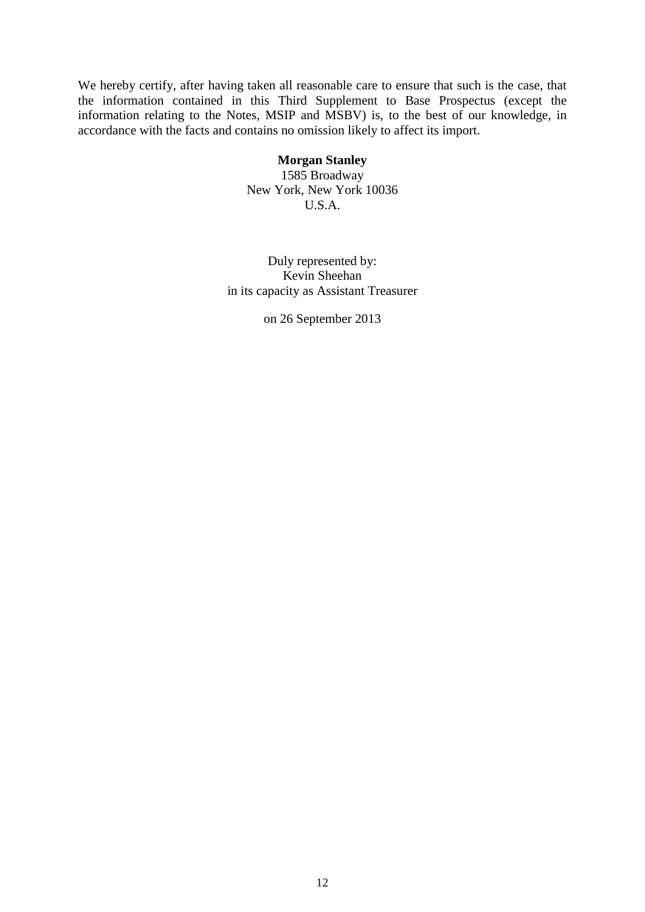We hereby certify, after having taken all reasonable care to ensure that such is the case, that the information contained in this Third Supplement to Base Prospectus (except the information relating to the Notes, MSIP and MSBV) is, to the best of our knowledge, in accordance with the facts and contains no omission likely to affect its import.

**Morgan Stanley**
1585 Broadway
New York, New York 10036
U.S.A.

Duly represented by:
Kevin Sheehan
in its capacity as Assistant Treasurer

on 26 September 2013